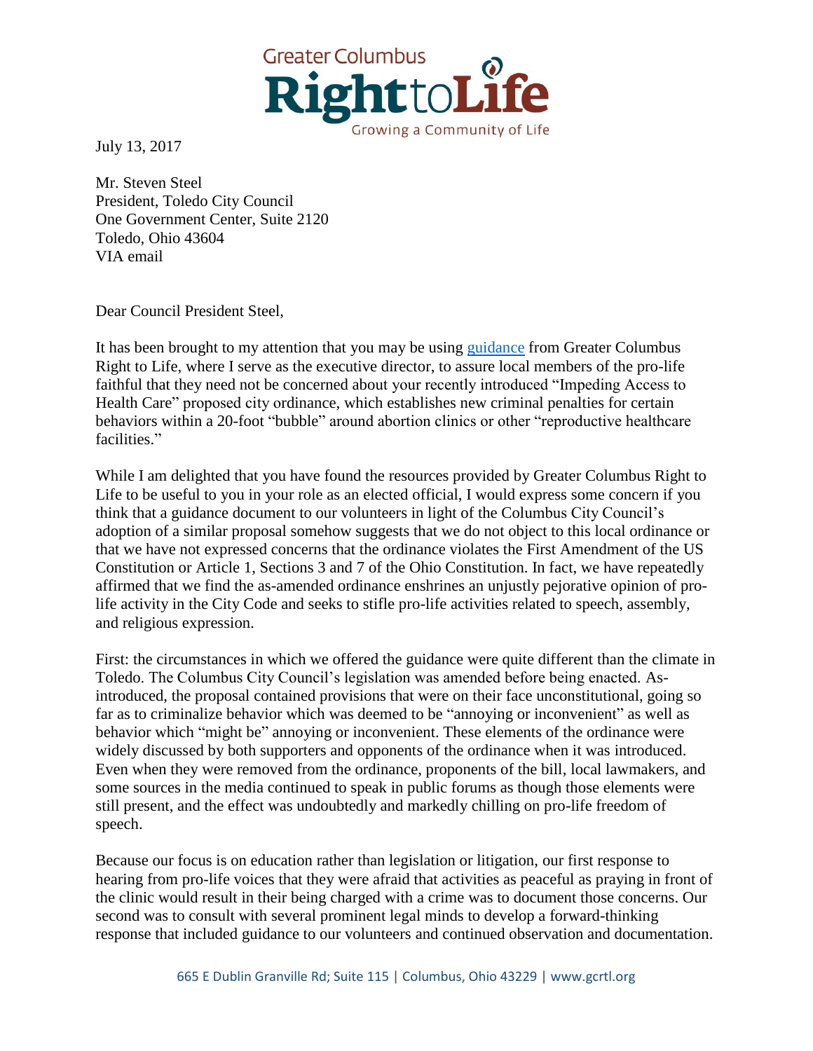Greater Columbus **Right to Life**
Growing a Community of Life

July 13, 2017

Mr. Steven Steel
President, Toledo City Council
One Government Center, Suite 2120
Toledo, Ohio 43604
VIA email

Dear Council President Steel,

It has been brought to my attention that you may be using guidance from Greater Columbus Right to Life, where I serve as the executive director, to assure local members of the pro-life faithful that they need not be concerned about your recently introduced "Impeding Access to Health Care" proposed city ordinance, which establishes new criminal penalties for certain behaviors within a 20-foot "bubble" around abortion clinics or other "reproductive healthcare facilities."

While I am delighted that you have found the resources provided by Greater Columbus Right to Life to be useful to you in your role as an elected official, I would express some concern if you think that a guidance document to our volunteers in light of the Columbus City Council's adoption of a similar proposal somehow suggests that we do not object to this local ordinance or that we have not expressed concerns that the ordinance violates the First Amendment of the US Constitution or Article 1, Sections 3 and 7 of the Ohio Constitution. In fact, we have repeatedly affirmed that we find the as-amended ordinance enshrines an unjustly pejorative opinion of pro-life activity in the City Code and seeks to stifle pro-life activities related to speech, assembly, and religious expression.

First: the circumstances in which we offered the guidance were quite different than the climate in Toledo. The Columbus City Council's legislation was amended before being enacted. As-introduced, the proposal contained provisions that were on their face unconstitutional, going so far as to criminalize behavior which was deemed to be "annoying or inconvenient" as well as behavior which "might be" annoying or inconvenient. These elements of the ordinance were widely discussed by both supporters and opponents of the ordinance when it was introduced. Even when they were removed from the ordinance, proponents of the bill, local lawmakers, and some sources in the media continued to speak in public forums as though those elements were still present, and the effect was undoubtedly and markedly chilling on pro-life freedom of speech.

Because our focus is on education rather than legislation or litigation, our first response to hearing from pro-life voices that they were afraid that activities as peaceful as praying in front of the clinic would result in their being charged with a crime was to document those concerns. Our second was to consult with several prominent legal minds to develop a forward-thinking response that included guidance to our volunteers and continued observation and documentation.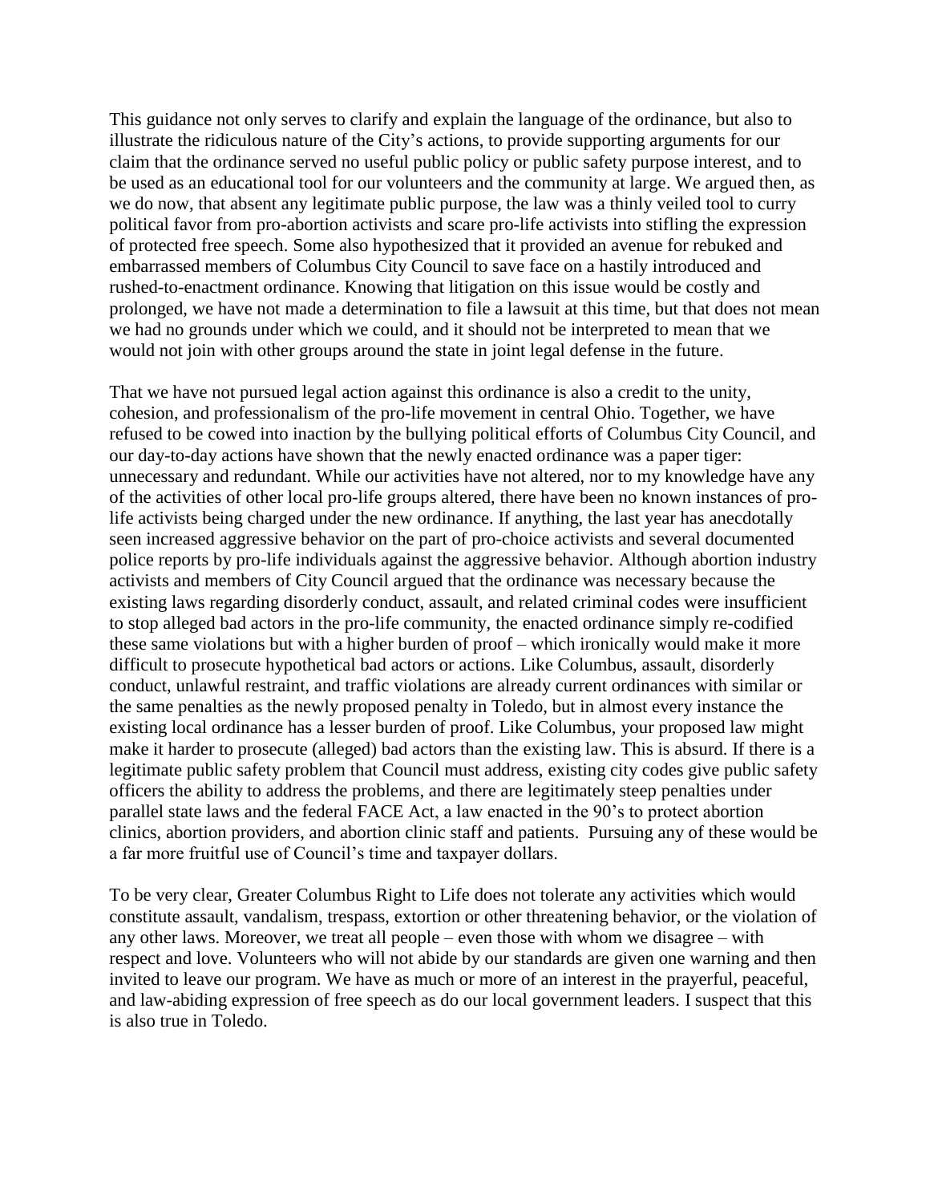This guidance not only serves to clarify and explain the language of the ordinance, but also to illustrate the ridiculous nature of the City's actions, to provide supporting arguments for our claim that the ordinance served no useful public policy or public safety purpose interest, and to be used as an educational tool for our volunteers and the community at large. We argued then, as we do now, that absent any legitimate public purpose, the law was a thinly veiled tool to curry political favor from pro-abortion activists and scare pro-life activists into stifling the expression of protected free speech. Some also hypothesized that it provided an avenue for rebuked and embarrassed members of Columbus City Council to save face on a hastily introduced and rushed-to-enactment ordinance. Knowing that litigation on this issue would be costly and prolonged, we have not made a determination to file a lawsuit at this time, but that does not mean we had no grounds under which we could, and it should not be interpreted to mean that we would not join with other groups around the state in joint legal defense in the future.

That we have not pursued legal action against this ordinance is also a credit to the unity, cohesion, and professionalism of the pro-life movement in central Ohio. Together, we have refused to be cowed into inaction by the bullying political efforts of Columbus City Council, and our day-to-day actions have shown that the newly enacted ordinance was a paper tiger: unnecessary and redundant. While our activities have not altered, nor to my knowledge have any of the activities of other local pro-life groups altered, there have been no known instances of pro-life activists being charged under the new ordinance. If anything, the last year has anecdotally seen increased aggressive behavior on the part of pro-choice activists and several documented police reports by pro-life individuals against the aggressive behavior. Although abortion industry activists and members of City Council argued that the ordinance was necessary because the existing laws regarding disorderly conduct, assault, and related criminal codes were insufficient to stop alleged bad actors in the pro-life community, the enacted ordinance simply re-codified these same violations but with a higher burden of proof – which ironically would make it more difficult to prosecute hypothetical bad actors or actions. Like Columbus, assault, disorderly conduct, unlawful restraint, and traffic violations are already current ordinances with similar or the same penalties as the newly proposed penalty in Toledo, but in almost every instance the existing local ordinance has a lesser burden of proof. Like Columbus, your proposed law might make it harder to prosecute (alleged) bad actors than the existing law. This is absurd. If there is a legitimate public safety problem that Council must address, existing city codes give public safety officers the ability to address the problems, and there are legitimately steep penalties under parallel state laws and the federal FACE Act, a law enacted in the 90's to protect abortion clinics, abortion providers, and abortion clinic staff and patients. Pursuing any of these would be a far more fruitful use of Council's time and taxpayer dollars.

To be very clear, Greater Columbus Right to Life does not tolerate any activities which would constitute assault, vandalism, trespass, extortion or other threatening behavior, or the violation of any other laws. Moreover, we treat all people – even those with whom we disagree – with respect and love. Volunteers who will not abide by our standards are given one warning and then invited to leave our program. We have as much or more of an interest in the prayerful, peaceful, and law-abiding expression of free speech as do our local government leaders. I suspect that this is also true in Toledo.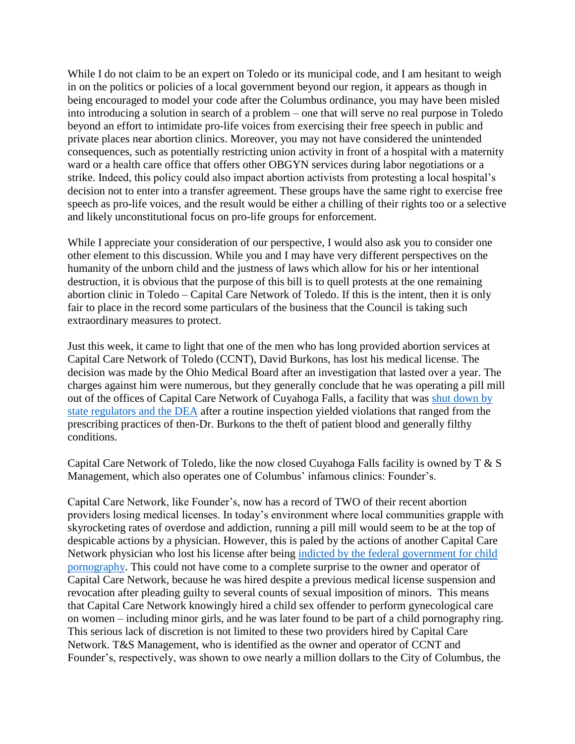While I do not claim to be an expert on Toledo or its municipal code, and I am hesitant to weigh in on the politics or policies of a local government beyond our region, it appears as though in being encouraged to model your code after the Columbus ordinance, you may have been misled into introducing a solution in search of a problem – one that will serve no real purpose in Toledo beyond an effort to intimidate pro-life voices from exercising their free speech in public and private places near abortion clinics. Moreover, you may not have considered the unintended consequences, such as potentially restricting union activity in front of a hospital with a maternity ward or a health care office that offers other OBGYN services during labor negotiations or a strike. Indeed, this policy could also impact abortion activists from protesting a local hospital's decision not to enter into a transfer agreement. These groups have the same right to exercise free speech as pro-life voices, and the result would be either a chilling of their rights too or a selective and likely unconstitutional focus on pro-life groups for enforcement.

While I appreciate your consideration of our perspective, I would also ask you to consider one other element to this discussion. While you and I may have very different perspectives on the humanity of the unborn child and the justness of laws which allow for his or her intentional destruction, it is obvious that the purpose of this bill is to quell protests at the one remaining abortion clinic in Toledo – Capital Care Network of Toledo. If this is the intent, then it is only fair to place in the record some particulars of the business that the Council is taking such extraordinary measures to protect.

Just this week, it came to light that one of the men who has long provided abortion services at Capital Care Network of Toledo (CCNT), David Burkons, has lost his medical license. The decision was made by the Ohio Medical Board after an investigation that lasted over a year. The charges against him were numerous, but they generally conclude that he was operating a pill mill out of the offices of Capital Care Network of Cuyahoga Falls, a facility that was shut down by state regulators and the DEA after a routine inspection yielded violations that ranged from the prescribing practices of then-Dr. Burkons to the theft of patient blood and generally filthy conditions.

Capital Care Network of Toledo, like the now closed Cuyahoga Falls facility is owned by T & S Management, which also operates one of Columbus' infamous clinics: Founder's.

Capital Care Network, like Founder's, now has a record of TWO of their recent abortion providers losing medical licenses. In today's environment where local communities grapple with skyrocketing rates of overdose and addiction, running a pill mill would seem to be at the top of despicable actions by a physician. However, this is paled by the actions of another Capital Care Network physician who lost his license after being indicted by the federal government for child pornography. This could not have come to a complete surprise to the owner and operator of Capital Care Network, because he was hired despite a previous medical license suspension and revocation after pleading guilty to several counts of sexual imposition of minors. This means that Capital Care Network knowingly hired a child sex offender to perform gynecological care on women – including minor girls, and he was later found to be part of a child pornography ring. This serious lack of discretion is not limited to these two providers hired by Capital Care Network. T&S Management, who is identified as the owner and operator of CCNT and Founder's, respectively, was shown to owe nearly a million dollars to the City of Columbus, the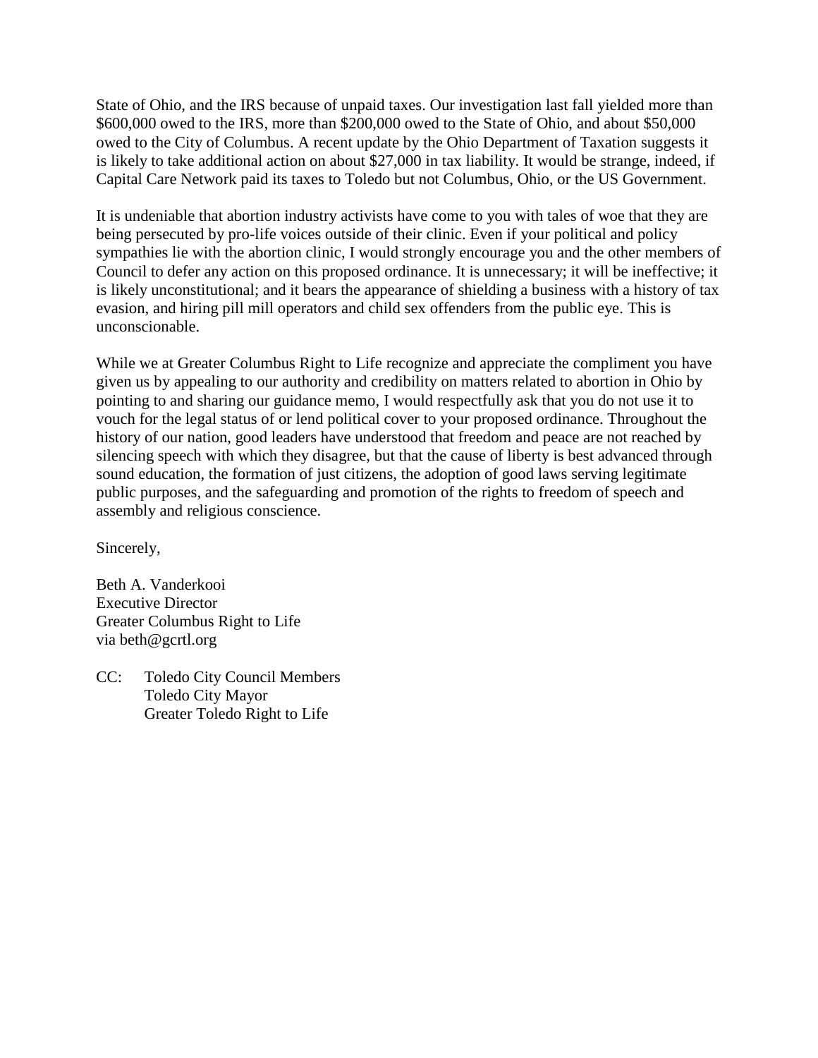State of Ohio, and the IRS because of unpaid taxes. Our investigation last fall yielded more than $600,000 owed to the IRS, more than $200,000 owed to the State of Ohio, and about $50,000 owed to the City of Columbus. A recent update by the Ohio Department of Taxation suggests it is likely to take additional action on about $27,000 in tax liability. It would be strange, indeed, if Capital Care Network paid its taxes to Toledo but not Columbus, Ohio, or the US Government.

It is undeniable that abortion industry activists have come to you with tales of woe that they are being persecuted by pro-life voices outside of their clinic. Even if your political and policy sympathies lie with the abortion clinic, I would strongly encourage you and the other members of Council to defer any action on this proposed ordinance. It is unnecessary; it will be ineffective; it is likely unconstitutional; and it bears the appearance of shielding a business with a history of tax evasion, and hiring pill mill operators and child sex offenders from the public eye. This is unconscionable.

While we at Greater Columbus Right to Life recognize and appreciate the compliment you have given us by appealing to our authority and credibility on matters related to abortion in Ohio by pointing to and sharing our guidance memo, I would respectfully ask that you do not use it to vouch for the legal status of or lend political cover to your proposed ordinance. Throughout the history of our nation, good leaders have understood that freedom and peace are not reached by silencing speech with which they disagree, but that the cause of liberty is best advanced through sound education, the formation of just citizens, the adoption of good laws serving legitimate public purposes, and the safeguarding and promotion of the rights to freedom of speech and assembly and religious conscience.

Sincerely,

Beth A. Vanderkooi
Executive Director
Greater Columbus Right to Life
via beth@gcrtl.org

CC: Toledo City Council Members
Toledo City Mayor
Greater Toledo Right to Life